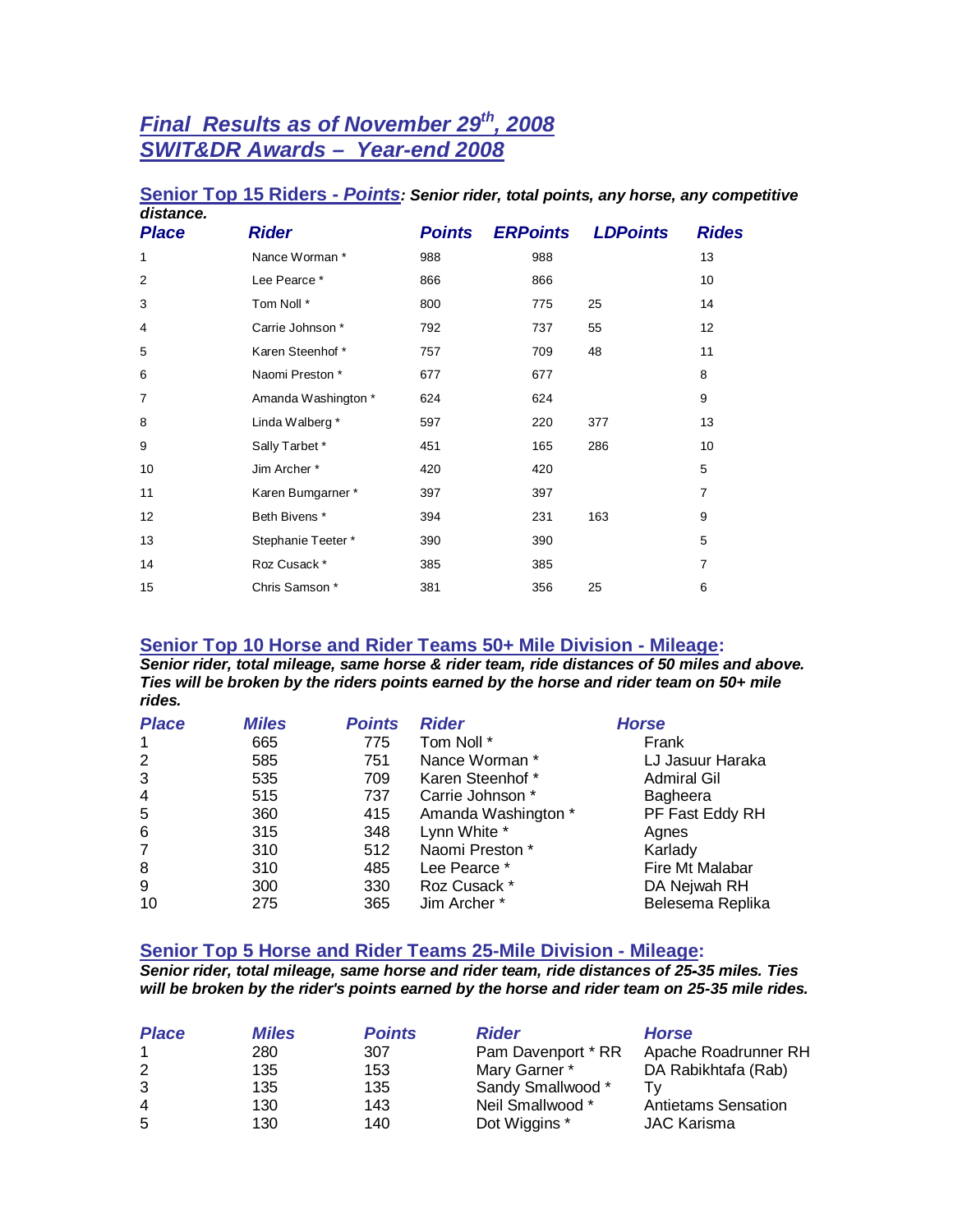# *Final Results as of November 29th, 2008*
# *SWIT&DR Awards – Year-end 2008*

## Senior Top 15 Riders - *Points*: *Senior rider, total points, any horse, any competitive distance.*

| Place | Rider | Points | ERPoints | LDPoints | Rides |
|---|---|---|---|---|---|
| 1 | Nance Worman * | 988 | 988 | | 13 |
| 2 | Lee Pearce * | 866 | 866 | | 10 |
| 3 | Tom Noll * | 800 | 775 | 25 | 14 |
| 4 | Carrie Johnson * | 792 | 737 | 55 | 12 |
| 5 | Karen Steenhof * | 757 | 709 | 48 | 11 |
| 6 | Naomi Preston * | 677 | 677 | | 8 |
| 7 | Amanda Washington * | 624 | 624 | | 9 |
| 8 | Linda Walberg * | 597 | 220 | 377 | 13 |
| 9 | Sally Tarbet * | 451 | 165 | 286 | 10 |
| 10 | Jim Archer * | 420 | 420 | | 5 |
| 11 | Karen Bumgarner * | 397 | 397 | | 7 |
| 12 | Beth Bivens * | 394 | 231 | 163 | 9 |
| 13 | Stephanie Teeter * | 390 | 390 | | 5 |
| 14 | Roz Cusack * | 385 | 385 | | 7 |
| 15 | Chris Samson * | 381 | 356 | 25 | 6 |

## Senior Top 10 Horse and Rider Teams 50+ Mile Division - Mileage:

***Senior rider, total mileage, same horse & rider team, ride distances of 50 miles and above. Ties will be broken by the riders points earned by the horse and rider team on 50+ mile rides.***

| Place | Miles | Points | Rider | Horse |
|---|---|---|---|---|
| 1 | 665 | 775 | Tom Noll * | Frank |
| 2 | 585 | 751 | Nance Worman * | LJ Jasuur Haraka |
| 3 | 535 | 709 | Karen Steenhof * | Admiral Gil |
| 4 | 515 | 737 | Carrie Johnson * | Bagheera |
| 5 | 360 | 415 | Amanda Washington * | PF Fast Eddy RH |
| 6 | 315 | 348 | Lynn White * | Agnes |
| 7 | 310 | 512 | Naomi Preston * | Karlady |
| 8 | 310 | 485 | Lee Pearce * | Fire Mt Malabar |
| 9 | 300 | 330 | Roz Cusack * | DA Nejwah RH |
| 10 | 275 | 365 | Jim Archer * | Belesema Replika |

## Senior Top 5 Horse and Rider Teams 25-Mile Division - Mileage:

***Senior rider, total mileage, same horse and rider team, ride distances of 25-35 miles. Ties will be broken by the rider's points earned by the horse and rider team on 25-35 mile rides.***

| Place | Miles | Points | Rider | Horse |
|---|---|---|---|---|
| 1 | 280 | 307 | Pam Davenport * RR | Apache Roadrunner RH |
| 2 | 135 | 153 | Mary Garner * | DA Rabikhtafa (Rab) |
| 3 | 135 | 135 | Sandy Smallwood * | Ty |
| 4 | 130 | 143 | Neil Smallwood * | Antietams Sensation |
| 5 | 130 | 140 | Dot Wiggins * | JAC Karisma |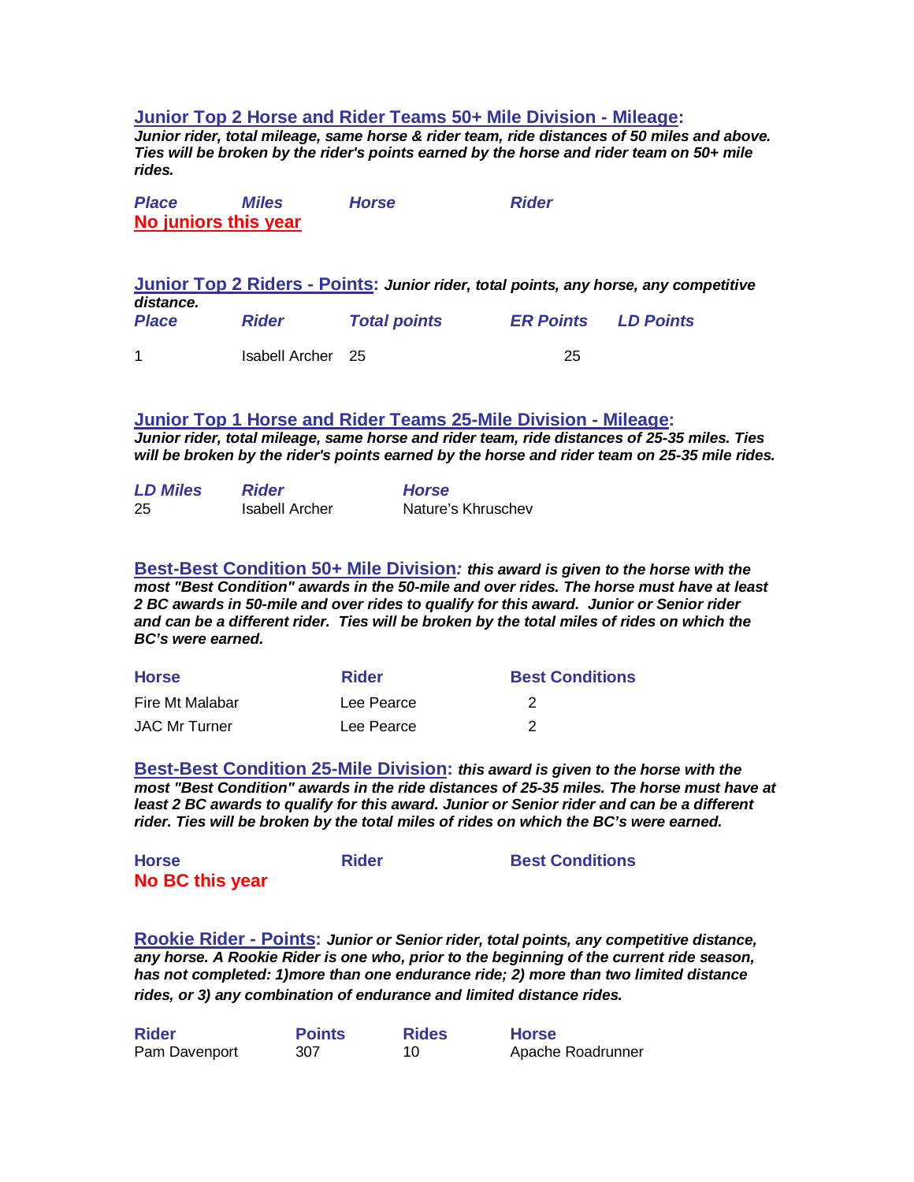## Junior Top 2 Horse and Rider Teams 50+ Mile Division - Mileage:

***Junior rider, total mileage, same horse & rider team, ride distances of 50 miles and above. Ties will be broken by the rider's points earned by the horse and rider team on 50+ mile rides.***

| *Place* | *Miles* | *Horse* | *Rider* |
|---|---|---|---|
| **No juniors this year** | | | |

## Junior Top 2 Riders - Points:

***Junior rider, total points, any horse, any competitive distance.***

| *Place* | *Rider* | *Total points* | *ER Points* | *LD Points* |
|---|---|---|---|---|
| 1 | Isabell Archer | 25 | 25 | |

## Junior Top 1 Horse and Rider Teams 25-Mile Division - Mileage:

***Junior rider, total mileage, same horse and rider team, ride distances of 25-35 miles. Ties will be broken by the rider's points earned by the horse and rider team on 25-35 mile rides.***

| *LD Miles* | *Rider* | *Horse* |
|---|---|---|
| 25 | Isabell Archer | Nature's Khruschev |

## Best-Best Condition 50+ Mile Division:

***this award is given to the horse with the most "Best Condition" awards in the 50-mile and over rides. The horse must have at least 2 BC awards in 50-mile and over rides to qualify for this award. Junior or Senior rider and can be a different rider. Ties will be broken by the total miles of rides on which the BC's were earned.***

| Horse | Rider | Best Conditions |
|---|---|---|
| Fire Mt Malabar | Lee Pearce | 2 |
| JAC Mr Turner | Lee Pearce | 2 |

## Best-Best Condition 25-Mile Division:

***this award is given to the horse with the most "Best Condition" awards in the ride distances of 25-35 miles. The horse must have at least 2 BC awards to qualify for this award. Junior or Senior rider and can be a different rider. Ties will be broken by the total miles of rides on which the BC's were earned.***

| Horse | Rider | Best Conditions |
|---|---|---|
| **No BC this year** | | |

## Rookie Rider - Points:

***Junior or Senior rider, total points, any competitive distance, any horse. A Rookie Rider is one who, prior to the beginning of the current ride season, has not completed: 1)more than one endurance ride; 2) more than two limited distance rides, or 3) any combination of endurance and limited distance rides.***

| Rider | Points | Rides | Horse |
|---|---|---|---|
| Pam Davenport | 307 | 10 | Apache Roadrunner |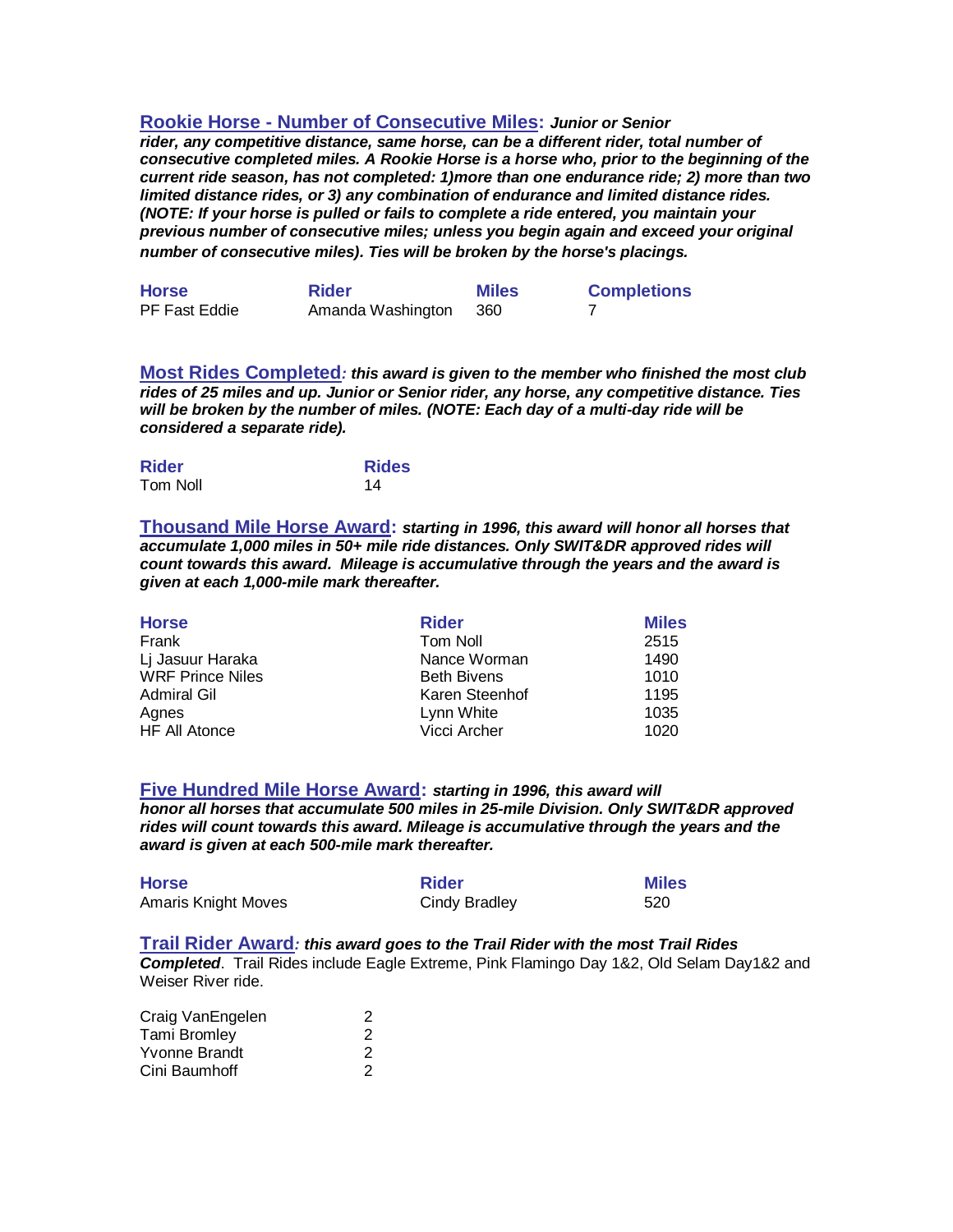**Rookie Horse - Number of Consecutive Miles:** ***Junior or Senior rider, any competitive distance, same horse, can be a different rider, total number of consecutive completed miles. A Rookie Horse is a horse who, prior to the beginning of the current ride season, has not completed: 1)more than one endurance ride; 2) more than two limited distance rides, or 3) any combination of endurance and limited distance rides. (NOTE: If your horse is pulled or fails to complete a ride entered, you maintain your previous number of consecutive miles; unless you begin again and exceed your original number of consecutive miles). Ties will be broken by the horse's placings.***

| Horse | Rider | Miles | Completions |
|---|---|---|---|
| PF Fast Eddie | Amanda Washington | 360 | 7 |

**Most Rides Completed***: this award is given to the member who finished the most club rides of 25 miles and up. Junior or Senior rider, any horse, any competitive distance. Ties will be broken by the number of miles. (NOTE: Each day of a multi-day ride will be considered a separate ride).*

| Rider | Rides |
|---|---|
| Tom Noll | 14 |

**Thousand Mile Horse Award:** ***starting in 1996, this award will honor all horses that accumulate 1,000 miles in 50+ mile ride distances. Only SWIT&DR approved rides will count towards this award. Mileage is accumulative through the years and the award is given at each 1,000-mile mark thereafter.***

| Horse | Rider | Miles |
|---|---|---|
| Frank | Tom Noll | 2515 |
| Lj Jasuur Haraka | Nance Worman | 1490 |
| WRF Prince Niles | Beth Bivens | 1010 |
| Admiral Gil | Karen Steenhof | 1195 |
| Agnes | Lynn White | 1035 |
| HF All Atonce | Vicci Archer | 1020 |

**Five Hundred Mile Horse Award:** ***starting in 1996, this award will honor all horses that accumulate 500 miles in 25-mile Division. Only SWIT&DR approved rides will count towards this award. Mileage is accumulative through the years and the award is given at each 500-mile mark thereafter.***

| Horse | Rider | Miles |
|---|---|---|
| Amaris Knight Moves | Cindy Bradley | 520 |

**Trail Rider Award***: this award goes to the Trail Rider with the most Trail Rides* ***Completed***. Trail Rides include Eagle Extreme, Pink Flamingo Day 1&2, Old Selam Day1&2 and Weiser River ride.

| | |
|---|---|
| Craig VanEngelen | 2 |
| Tami Bromley | 2 |
| Yvonne Brandt | 2 |
| Cini Baumhoff | 2 |